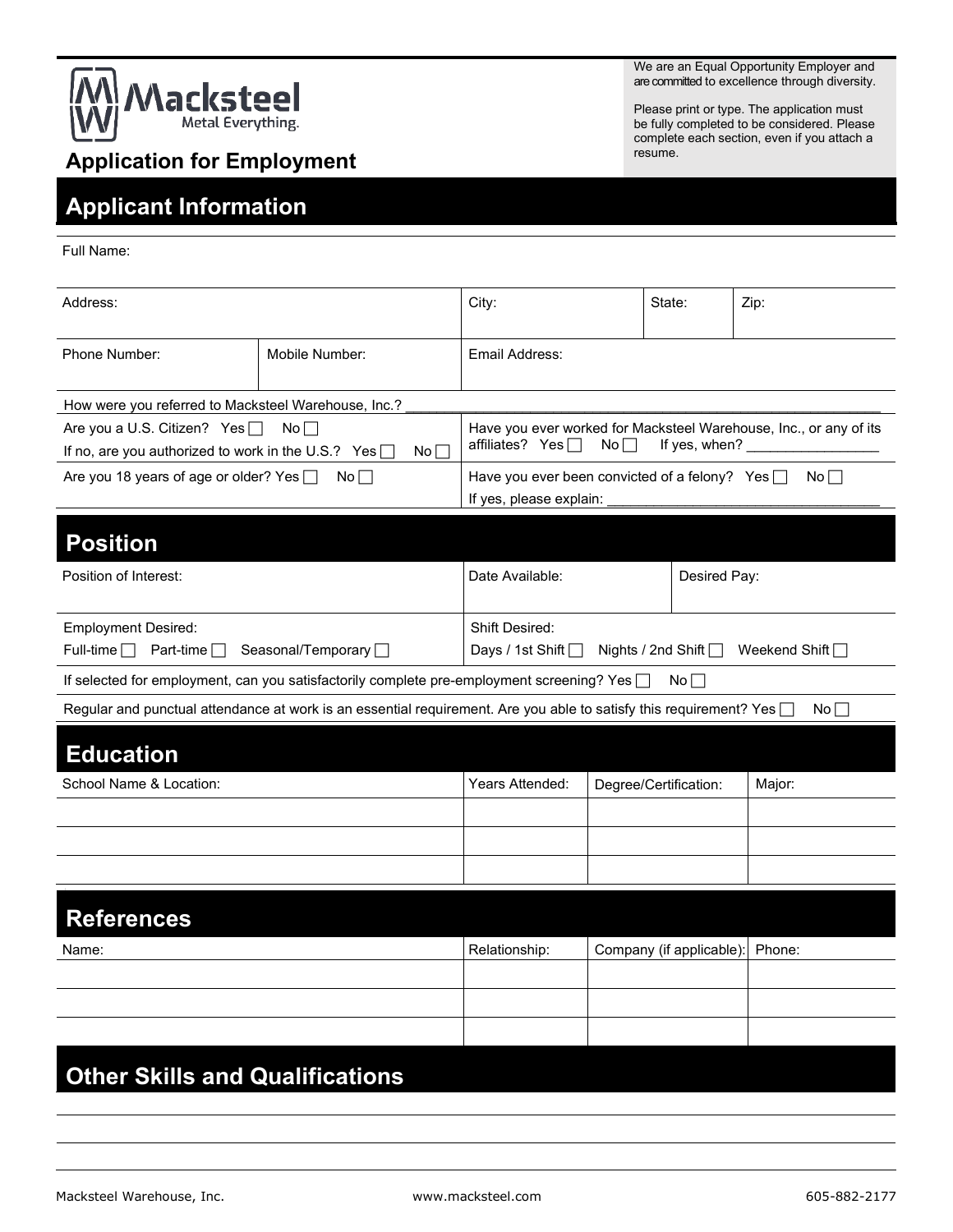Macksteel
Metal Everything.

# Application for Employment

We are an Equal Opportunity Employer and are committed to excellence through diversity.

Please print or type. The application must be fully completed to be considered. Please complete each section, even if you attach a resume.

## Applicant Information

Full Name:

| Address: | | City: | State: | Zip: |
|---|---|---|---|---|
| Phone Number: | Mobile Number: | Email Address: | | |

How were you referred to Macksteel Warehouse, Inc.? ____________________________________________

| | |
|---|---|
| Are you a U.S. Citizen? Yes ☐ No ☐<br>If no, are you authorized to work in the U.S.? Yes ☐ No ☐ | Have you ever worked for Macksteel Warehouse, Inc., or any of its affiliates? Yes ☐ No ☐ If yes, when? ________________ |
| Are you 18 years of age or older? Yes ☐ No ☐ | Have you ever been convicted of a felony? Yes ☐ No ☐<br>If yes, please explain: ___________________________________ |

## Position

| Position of Interest: | Date Available: | Desired Pay: |
|---|---|---|
| Employment Desired:<br>Full-time ☐ Part-time ☐ Seasonal/Temporary ☐ | Shift Desired:<br>Days / 1st Shift ☐ Nights / 2nd Shift ☐ Weekend Shift ☐ | |

If selected for employment, can you satisfactorily complete pre-employment screening? Yes ☐ No ☐

Regular and punctual attendance at work is an essential requirement. Are you able to satisfy this requirement? Yes ☐ No ☐

## Education

| School Name & Location: | Years Attended: | Degree/Certification: | Major: |
|---|---|---|---|
| | | | |
| | | | |
| | | | |

## References

| Name: | Relationship: | Company (if applicable): | Phone: |
|---|---|---|---|
| | | | |
| | | | |
| | | | |

## Other Skills and Qualifications

_______________________________________________

_______________________________________________

_______________________________________________

Macksteel Warehouse, Inc. www.macksteel.com 605-882-2177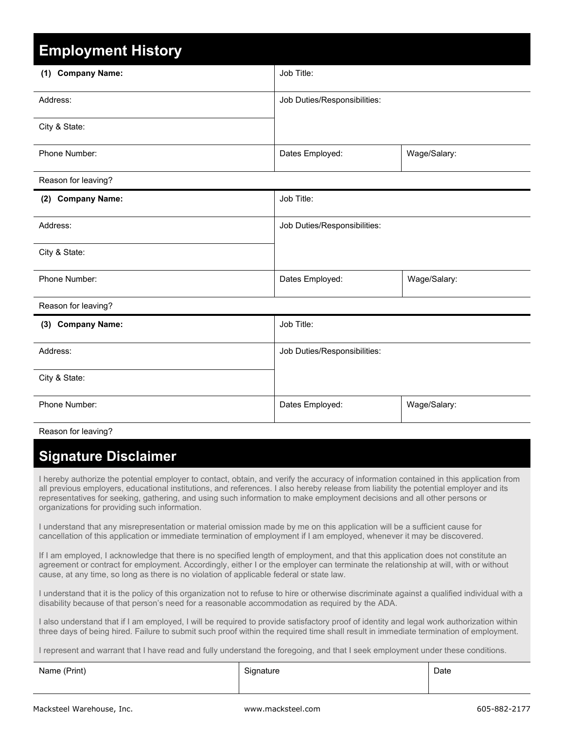## Employment History

| | | |
|---|---|---|
| **(1) Company Name:** | Job Title: | |
| Address: | Job Duties/Responsibilities: | |
| City & State: | | |
| Phone Number: | Dates Employed: | Wage/Salary: |
| Reason for leaving? | | |

| | | |
|---|---|---|
| **(2) Company Name:** | Job Title: | |
| Address: | Job Duties/Responsibilities: | |
| City & State: | | |
| Phone Number: | Dates Employed: | Wage/Salary: |
| Reason for leaving? | | |

| | | |
|---|---|---|
| **(3) Company Name:** | Job Title: | |
| Address: | Job Duties/Responsibilities: | |
| City & State: | | |
| Phone Number: | Dates Employed: | Wage/Salary: |
| Reason for leaving? | | |

## Signature Disclaimer

I hereby authorize the potential employer to contact, obtain, and verify the accuracy of information contained in this application from all previous employers, educational institutions, and references. I also hereby release from liability the potential employer and its representatives for seeking, gathering, and using such information to make employment decisions and all other persons or organizations for providing such information.

I understand that any misrepresentation or material omission made by me on this application will be a sufficient cause for cancellation of this application or immediate termination of employment if I am employed, whenever it may be discovered.

If I am employed, I acknowledge that there is no specified length of employment, and that this application does not constitute an agreement or contract for employment. Accordingly, either I or the employer can terminate the relationship at will, with or without cause, at any time, so long as there is no violation of applicable federal or state law.

I understand that it is the policy of this organization not to refuse to hire or otherwise discriminate against a qualified individual with a disability because of that person's need for a reasonable accommodation as required by the ADA.

I also understand that if I am employed, I will be required to provide satisfactory proof of identity and legal work authorization within three days of being hired. Failure to submit such proof within the required time shall result in immediate termination of employment.

I represent and warrant that I have read and fully understand the foregoing, and that I seek employment under these conditions.

| Name (Print) | Signature | Date |
|---|---|---|
| | | |

Macksteel Warehouse, Inc. www.macksteel.com 605-882-2177